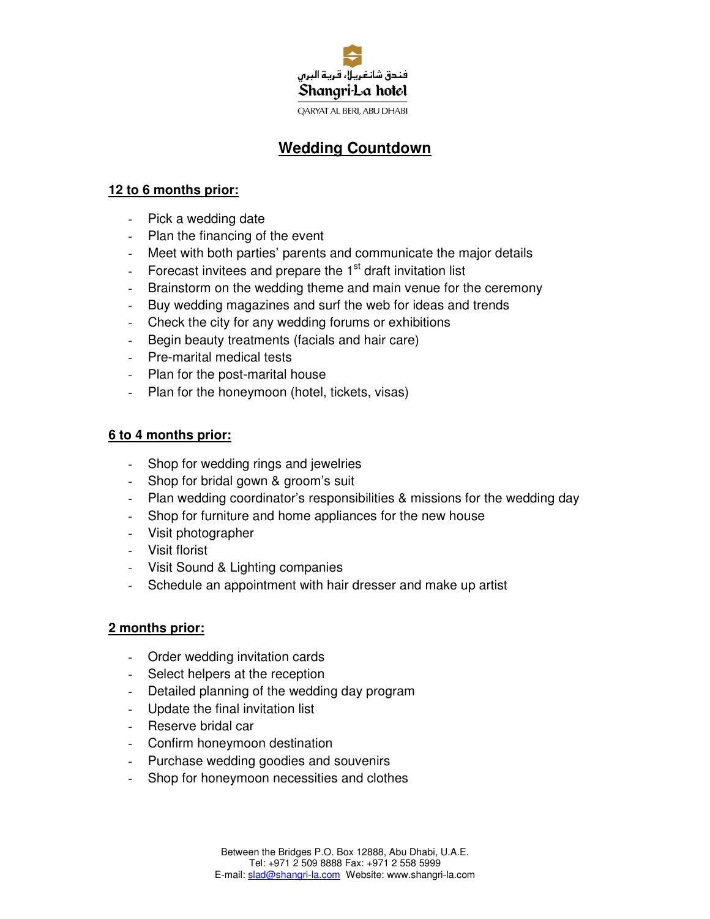فندق شانغريلا، قرية البري
Shangri-La hotel
QARYAT AL BERI, ABU DHABI

# Wedding Countdown

## 12 to 6 months prior:

- Pick a wedding date
- Plan the financing of the event
- Meet with both parties' parents and communicate the major details
- Forecast invitees and prepare the 1st draft invitation list
- Brainstorm on the wedding theme and main venue for the ceremony
- Buy wedding magazines and surf the web for ideas and trends
- Check the city for any wedding forums or exhibitions
- Begin beauty treatments (facials and hair care)
- Pre-marital medical tests
- Plan for the post-marital house
- Plan for the honeymoon (hotel, tickets, visas)

## 6 to 4 months prior:

- Shop for wedding rings and jewelries
- Shop for bridal gown & groom's suit
- Plan wedding coordinator's responsibilities & missions for the wedding day
- Shop for furniture and home appliances for the new house
- Visit photographer
- Visit florist
- Visit Sound & Lighting companies
- Schedule an appointment with hair dresser and make up artist

## 2 months prior:

- Order wedding invitation cards
- Select helpers at the reception
- Detailed planning of the wedding day program
- Update the final invitation list
- Reserve bridal car
- Confirm honeymoon destination
- Purchase wedding goodies and souvenirs
- Shop for honeymoon necessities and clothes

Between the Bridges P.O. Box 12888, Abu Dhabi, U.A.E.
Tel: +971 2 509 8888 Fax: +971 2 558 5999
E-mail: slad@shangri-la.com Website: www.shangri-la.com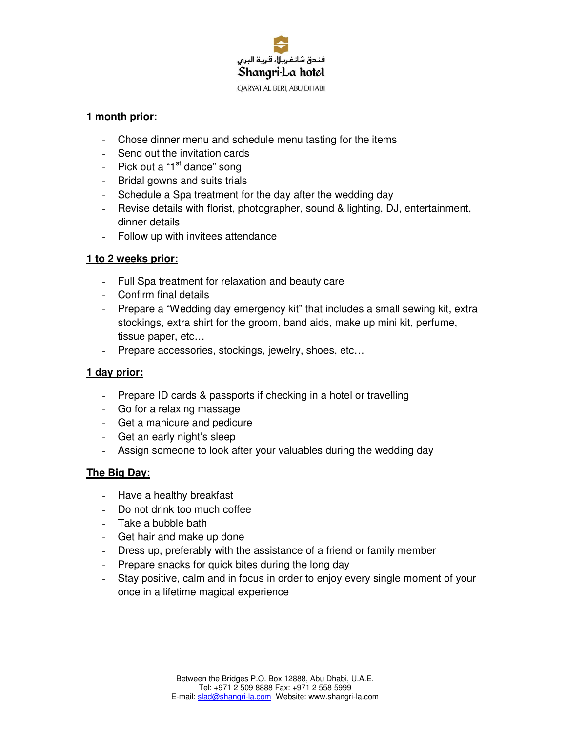## 1 month prior:

- Chose dinner menu and schedule menu tasting for the items
- Send out the invitation cards
- Pick out a "1st dance" song
- Bridal gowns and suits trials
- Schedule a Spa treatment for the day after the wedding day
- Revise details with florist, photographer, sound & lighting, DJ, entertainment, dinner details
- Follow up with invitees attendance

## 1 to 2 weeks prior:

- Full Spa treatment for relaxation and beauty care
- Confirm final details
- Prepare a "Wedding day emergency kit" that includes a small sewing kit, extra stockings, extra shirt for the groom, band aids, make up mini kit, perfume, tissue paper, etc…
- Prepare accessories, stockings, jewelry, shoes, etc…

## 1 day prior:

- Prepare ID cards & passports if checking in a hotel or travelling
- Go for a relaxing massage
- Get a manicure and pedicure
- Get an early night's sleep
- Assign someone to look after your valuables during the wedding day

## The Big Day:

- Have a healthy breakfast
- Do not drink too much coffee
- Take a bubble bath
- Get hair and make up done
- Dress up, preferably with the assistance of a friend or family member
- Prepare snacks for quick bites during the long day
- Stay positive, calm and in focus in order to enjoy every single moment of your once in a lifetime magical experience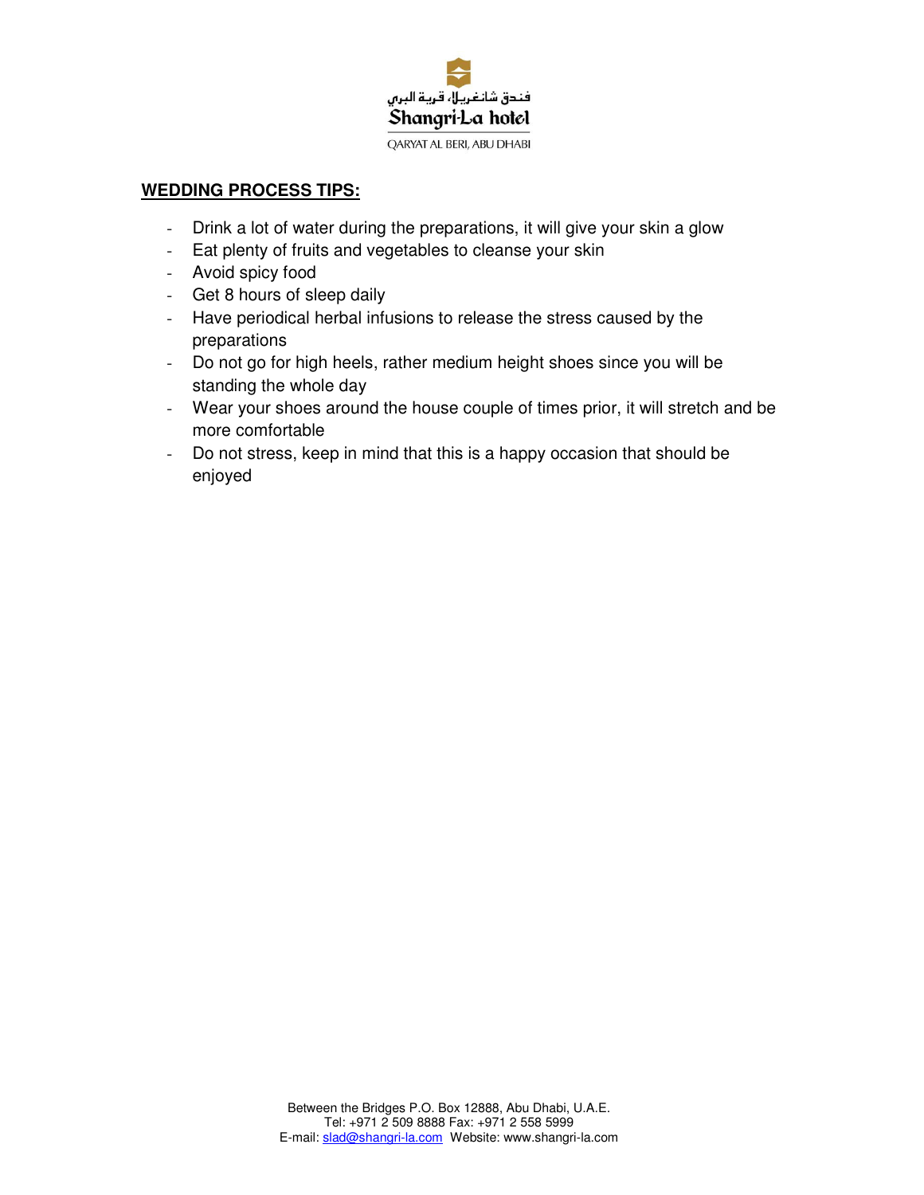فندق شانغريلا، قرية البري
Shangri-La hotel
QARYAT AL BERI, ABU DHABI

**WEDDING PROCESS TIPS:**

- Drink a lot of water during the preparations, it will give your skin a glow
- Eat plenty of fruits and vegetables to cleanse your skin
- Avoid spicy food
- Get 8 hours of sleep daily
- Have periodical herbal infusions to release the stress caused by the preparations
- Do not go for high heels, rather medium height shoes since you will be standing the whole day
- Wear your shoes around the house couple of times prior, it will stretch and be more comfortable
- Do not stress, keep in mind that this is a happy occasion that should be enjoyed

Between the Bridges P.O. Box 12888, Abu Dhabi, U.A.E.
Tel: +971 2 509 8888 Fax: +971 2 558 5999
E-mail: slad@shangri-la.com Website: www.shangri-la.com